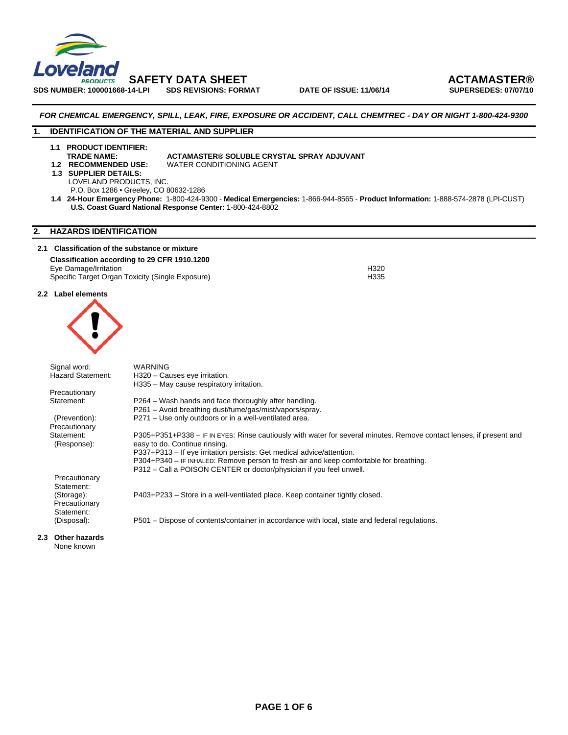**SAFETY DATA SHEET** **ACTAMASTER®**

**SDS NUMBER: 100001668-14-LPI** **SDS REVISIONS: FORMAT** **DATE OF ISSUE: 11/06/14** **SUPERSEDES: 07/07/10**

***FOR CHEMICAL EMERGENCY, SPILL, LEAK, FIRE, EXPOSURE OR ACCIDENT, CALL CHEMTREC - DAY OR NIGHT 1-800-424-9300***

## 1. IDENTIFICATION OF THE MATERIAL AND SUPPLIER

**1.1 PRODUCT IDENTIFIER:**
**TRADE NAME:** **ACTAMASTER® SOLUBLE CRYSTAL SPRAY ADJUVANT**
**1.2 RECOMMENDED USE:** WATER CONDITIONING AGENT
**1.3 SUPPLIER DETAILS:**
LOVELAND PRODUCTS, INC.
P.O. Box 1286 • Greeley, CO 80632-1286
**1.4 24-Hour Emergency Phone:** 1-800-424-9300 - **Medical Emergencies:** 1-866-944-8565 - **Product Information:** 1-888-574-2878 (LPI-CUST)
**U.S. Coast Guard National Response Center:** 1-800-424-8802

## 2. HAZARDS IDENTIFICATION

### 2.1 Classification of the substance or mixture

**Classification according to 29 CFR 1910.1200**

| | |
|---|---|
| Eye Damage/Irritation | H320 |
| Specific Target Organ Toxicity (Single Exposure) | H335 |

### 2.2 Label elements

| | |
|---|---|
| Signal word: | WARNING |
| Hazard Statement: | H320 – Causes eye irritation.<br>H335 – May cause respiratory irritation. |
| Precautionary Statement: (Prevention): | P264 – Wash hands and face thoroughly after handling.<br>P261 – Avoid breathing dust/fume/gas/mist/vapors/spray.<br>P271 – Use only outdoors or in a well-ventilated area. |
| Precautionary Statement: (Response): | P305+P351+P338 – IF IN EYES: Rinse cautiously with water for several minutes. Remove contact lenses, if present and easy to do. Continue rinsing.<br>P337+P313 – If eye irritation persists: Get medical advice/attention.<br>P304+P340 – IF INHALED: Remove person to fresh air and keep comfortable for breathing.<br>P312 – Call a POISON CENTER or doctor/physician if you feel unwell. |
| Precautionary Statement: (Storage): | P403+P233 – Store in a well-ventilated place. Keep container tightly closed. |
| Precautionary Statement: (Disposal): | P501 – Dispose of contents/container in accordance with local, state and federal regulations. |

### 2.3 Other hazards

None known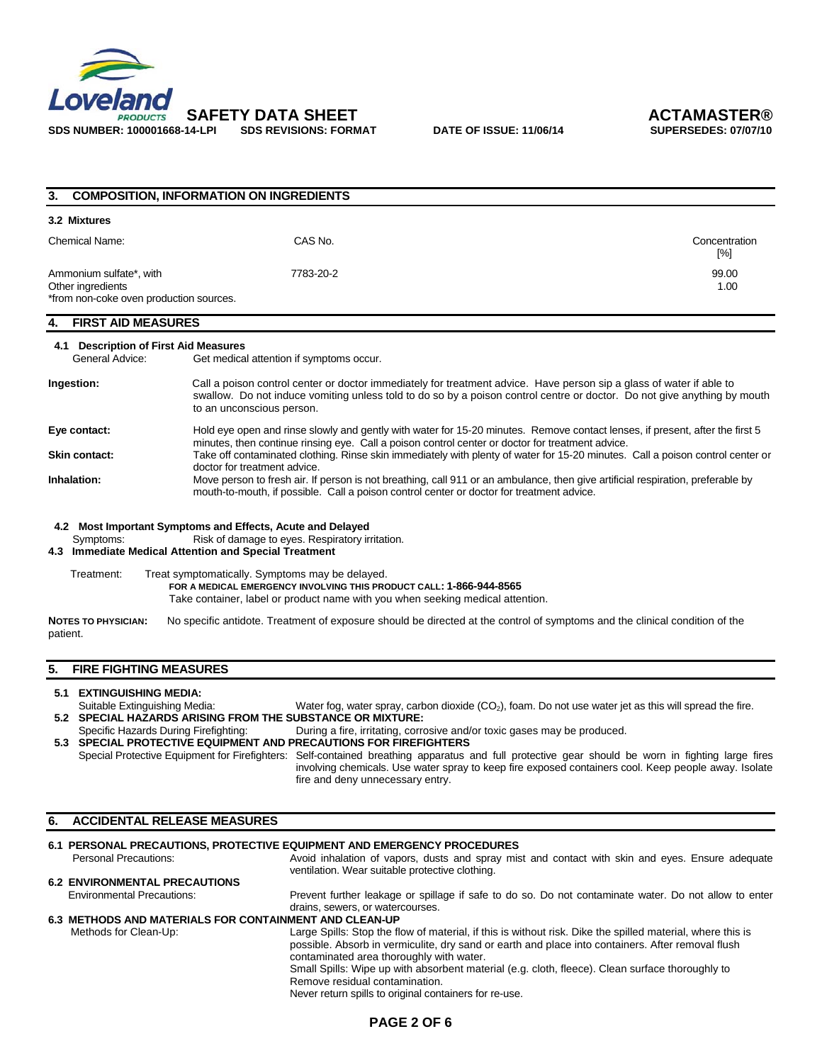## 3. COMPOSITION, INFORMATION ON INGREDIENTS

### 3.2 Mixtures

| Chemical Name: | CAS No. | Concentration [%] |
|---|---|---|
| Ammonium sulfate*, with | 7783-20-2 | 99.00 |
| Other ingredients | | 1.00 |
| *from non-coke oven production sources. | | |

## 4. FIRST AID MEASURES

### 4.1 Description of First Aid Measures

General Advice: Get medical attention if symptoms occur.

**Ingestion:** Call a poison control center or doctor immediately for treatment advice. Have person sip a glass of water if able to swallow. Do not induce vomiting unless told to do so by a poison control centre or doctor. Do not give anything by mouth to an unconscious person.

**Eye contact:** Hold eye open and rinse slowly and gently with water for 15-20 minutes. Remove contact lenses, if present, after the first 5 minutes, then continue rinsing eye. Call a poison control center or doctor for treatment advice.

**Skin contact:** Take off contaminated clothing. Rinse skin immediately with plenty of water for 15-20 minutes. Call a poison control center or doctor for treatment advice.

**Inhalation:** Move person to fresh air. If person is not breathing, call 911 or an ambulance, then give artificial respiration, preferable by mouth-to-mouth, if possible. Call a poison control center or doctor for treatment advice.

### 4.2 Most Important Symptoms and Effects, Acute and Delayed

Symptoms: Risk of damage to eyes. Respiratory irritation.

### 4.3 Immediate Medical Attention and Special Treatment

Treatment: Treat symptomatically. Symptoms may be delayed.

**FOR A MEDICAL EMERGENCY INVOLVING THIS PRODUCT CALL: 1-866-944-8565**

Take container, label or product name with you when seeking medical attention.

**NOTES TO PHYSICIAN:** No specific antidote. Treatment of exposure should be directed at the control of symptoms and the clinical condition of the patient.

## 5. FIRE FIGHTING MEASURES

### 5.1 EXTINGUISHING MEDIA:

Suitable Extinguishing Media: Water fog, water spray, carbon dioxide ($CO_2$), foam. Do not use water jet as this will spread the fire.

### 5.2 SPECIAL HAZARDS ARISING FROM THE SUBSTANCE OR MIXTURE:

Specific Hazards During Firefighting: During a fire, irritating, corrosive and/or toxic gases may be produced.

### 5.3 SPECIAL PROTECTIVE EQUIPMENT AND PRECAUTIONS FOR FIREFIGHTERS

Special Protective Equipment for Firefighters: Self-contained breathing apparatus and full protective gear should be worn in fighting large fires involving chemicals. Use water spray to keep fire exposed containers cool. Keep people away. Isolate fire and deny unnecessary entry.

## 6. ACCIDENTAL RELEASE MEASURES

### 6.1 PERSONAL PRECAUTIONS, PROTECTIVE EQUIPMENT AND EMERGENCY PROCEDURES

Personal Precautions: Avoid inhalation of vapors, dusts and spray mist and contact with skin and eyes. Ensure adequate ventilation. Wear suitable protective clothing.

### 6.2 ENVIRONMENTAL PRECAUTIONS

Environmental Precautions: Prevent further leakage or spillage if safe to do so. Do not contaminate water. Do not allow to enter drains, sewers, or watercourses.

### 6.3 METHODS AND MATERIALS FOR CONTAINMENT AND CLEAN-UP

Methods for Clean-Up: Large Spills: Stop the flow of material, if this is without risk. Dike the spilled material, where this is possible. Absorb in vermiculite, dry sand or earth and place into containers. After removal flush contaminated area thoroughly with water.

Small Spills: Wipe up with absorbent material (e.g. cloth, fleece). Clean surface thoroughly to Remove residual contamination.

Never return spills to original containers for re-use.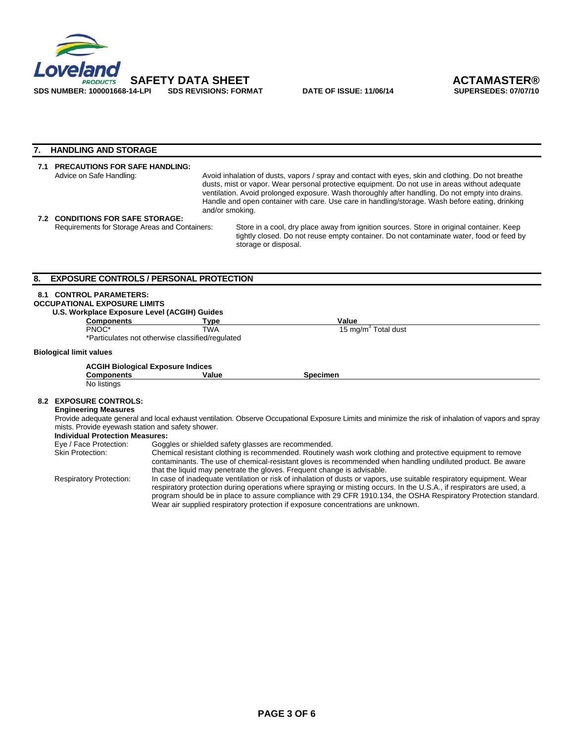## 7. HANDLING AND STORAGE

### 7.1 PRECAUTIONS FOR SAFE HANDLING:

Advice on Safe Handling: Avoid inhalation of dusts, vapors / spray and contact with eyes, skin and clothing. Do not breathe dusts, mist or vapor. Wear personal protective equipment. Do not use in areas without adequate ventilation. Avoid prolonged exposure. Wash thoroughly after handling. Do not empty into drains. Handle and open container with care. Use care in handling/storage. Wash before eating, drinking and/or smoking.

### 7.2 CONDITIONS FOR SAFE STORAGE:

Requirements for Storage Areas and Containers: Store in a cool, dry place away from ignition sources. Store in original container. Keep tightly closed. Do not reuse empty container. Do not contaminate water, food or feed by storage or disposal.

## 8. EXPOSURE CONTROLS / PERSONAL PROTECTION

### 8.1 CONTROL PARAMETERS:

**OCCUPATIONAL EXPOSURE LIMITS**

**U.S. Workplace Exposure Level (ACGIH) Guides**

| Components | Type | Value |
|---|---|---|
| PNOC* | TWA | 15 $mg/m^3$ Total dust |

*Particulates not otherwise classified/regulated

**Biological limit values**

**ACGIH Biological Exposure Indices**

| Components | Value | Specimen |
|---|---|---|
| No listings | | |

### 8.2 EXPOSURE CONTROLS:

**Engineering Measures**

Provide adequate general and local exhaust ventilation. Observe Occupational Exposure Limits and minimize the risk of inhalation of vapors and spray mists. Provide eyewash station and safety shower.

**Individual Protection Measures:**

Eye / Face Protection: Goggles or shielded safety glasses are recommended.

Skin Protection: Chemical resistant clothing is recommended. Routinely wash work clothing and protective equipment to remove contaminants. The use of chemical-resistant gloves is recommended when handling undiluted product. Be aware that the liquid may penetrate the gloves. Frequent change is advisable.

Respiratory Protection: In case of inadequate ventilation or risk of inhalation of dusts or vapors, use suitable respiratory equipment. Wear respiratory protection during operations where spraying or misting occurs. In the U.S.A., if respirators are used, a program should be in place to assure compliance with 29 CFR 1910.134, the OSHA Respiratory Protection standard. Wear air supplied respiratory protection if exposure concentrations are unknown.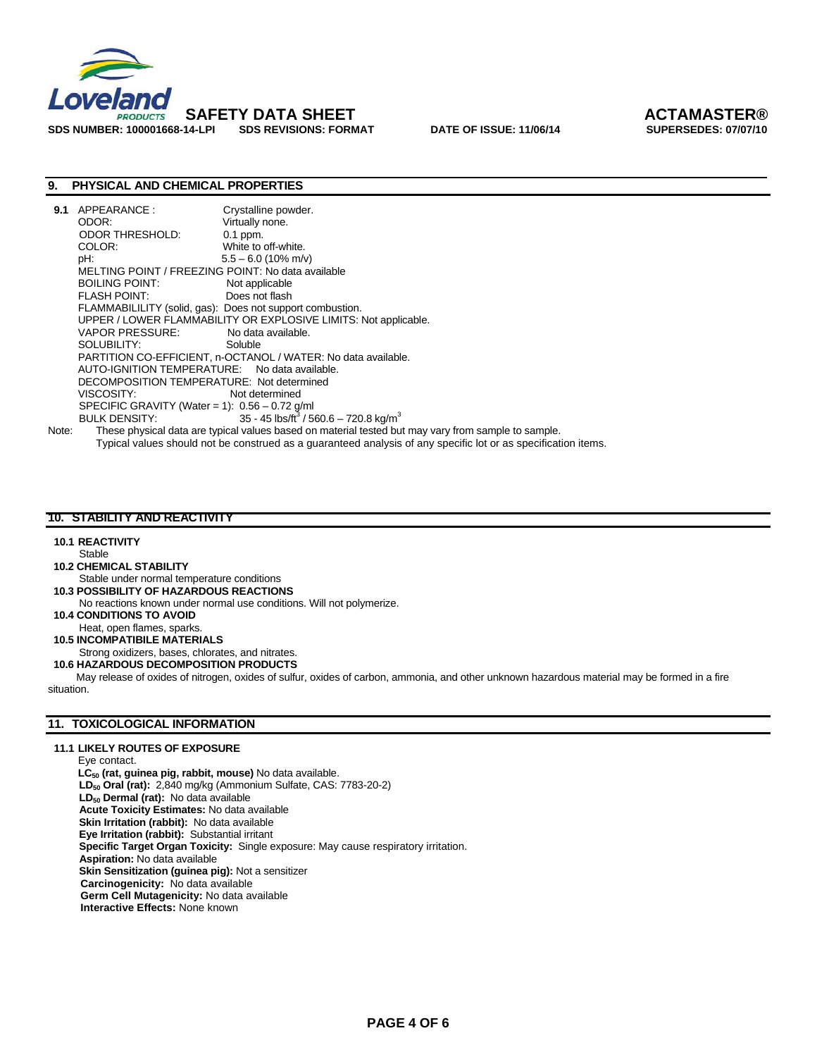## 9. PHYSICAL AND CHEMICAL PROPERTIES

**9.1** APPEARANCE : Crystalline powder.
ODOR: Virtually none.
ODOR THRESHOLD: 0.1 ppm.
COLOR: White to off-white.
pH: 5.5 – 6.0 (10% m/v)
MELTING POINT / FREEZING POINT: No data available
BOILING POINT: Not applicable
FLASH POINT: Does not flash
FLAMMABILILITY (solid, gas): Does not support combustion.
UPPER / LOWER FLAMMABILITY OR EXPLOSIVE LIMITS: Not applicable.
VAPOR PRESSURE: No data available.
SOLUBILITY: Soluble
PARTITION CO-EFFICIENT, n-OCTANOL / WATER: No data available.
AUTO-IGNITION TEMPERATURE: No data available.
DECOMPOSITION TEMPERATURE: Not determined
VISCOSITY: Not determined
SPECIFIC GRAVITY (Water = 1): 0.56 – 0.72 g/ml
BULK DENSITY: 35 - 45 lbs/ft$^3$ / 560.6 – 720.8 kg/m$^3$

Note: These physical data are typical values based on material tested but may vary from sample to sample. Typical values should not be construed as a guaranteed analysis of any specific lot or as specification items.

## 10. STABILITY AND REACTIVITY

**10.1 REACTIVITY**
Stable

**10.2 CHEMICAL STABILITY**
Stable under normal temperature conditions

**10.3 POSSIBILITY OF HAZARDOUS REACTIONS**
No reactions known under normal use conditions. Will not polymerize.

**10.4 CONDITIONS TO AVOID**
Heat, open flames, sparks.

**10.5 INCOMPATIBILE MATERIALS**
Strong oxidizers, bases, chlorates, and nitrates.

**10.6 HAZARDOUS DECOMPOSITION PRODUCTS**
May release of oxides of nitrogen, oxides of sulfur, oxides of carbon, ammonia, and other unknown hazardous material may be formed in a fire situation.

## 11. TOXICOLOGICAL INFORMATION

**11.1 LIKELY ROUTES OF EXPOSURE**
Eye contact.
**$LC_{50}$ (rat, guinea pig, rabbit, mouse)** No data available.
**$LD_{50}$ Oral (rat):** 2,840 mg/kg (Ammonium Sulfate, CAS: 7783-20-2)
**$LD_{50}$ Dermal (rat):** No data available
**Acute Toxicity Estimates:** No data available
**Skin Irritation (rabbit):** No data available
**Eye Irritation (rabbit):** Substantial irritant
**Specific Target Organ Toxicity:** Single exposure: May cause respiratory irritation.
**Aspiration:** No data available
**Skin Sensitization (guinea pig):** Not a sensitizer
**Carcinogenicity:** No data available
**Germ Cell Mutagenicity:** No data available
**Interactive Effects:** None known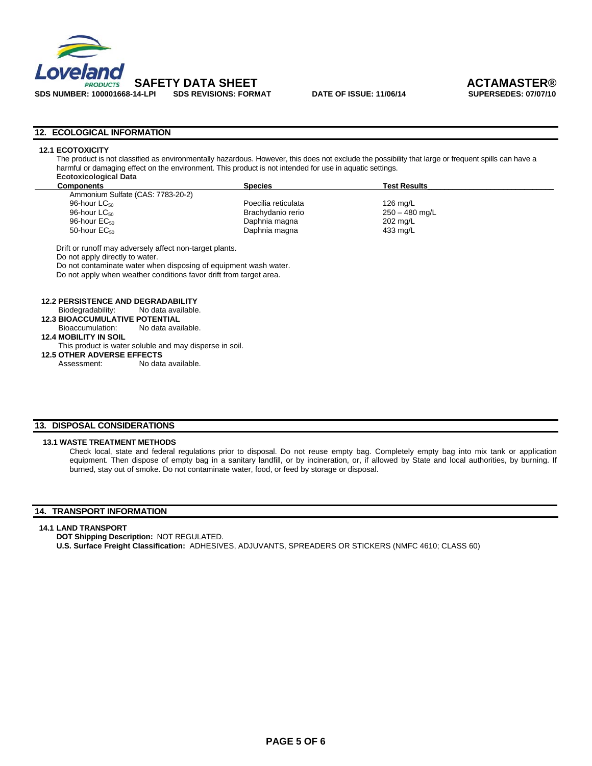## 12. ECOLOGICAL INFORMATION

### 12.1 ECOTOXICITY

The product is not classified as environmentally hazardous. However, this does not exclude the possibility that large or frequent spills can have a harmful or damaging effect on the environment. This product is not intended for use in aquatic settings.

**Ecotoxicological Data**

| Components | Species | Test Results |
|---|---|---|
| Ammonium Sulfate (CAS: 7783-20-2) | | |
| 96-hour $LC_{50}$ | Poecilia reticulata | 126 mg/L |
| 96-hour $LC_{50}$ | Brachydanio rerio | 250 – 480 mg/L |
| 96-hour $EC_{50}$ | Daphnia magna | 202 mg/L |
| 50-hour $EC_{50}$ | Daphnia magna | 433 mg/L |

Drift or runoff may adversely affect non-target plants.
Do not apply directly to water.
Do not contaminate water when disposing of equipment wash water.
Do not apply when weather conditions favor drift from target area.

### 12.2 PERSISTENCE AND DEGRADABILITY

Biodegradability: No data available.

### 12.3 BIOACCUMULATIVE POTENTIAL

Bioaccumulation: No data available.

### 12.4 MOBILITY IN SOIL

This product is water soluble and may disperse in soil.

### 12.5 OTHER ADVERSE EFFECTS

Assessment: No data available.

## 13. DISPOSAL CONSIDERATIONS

### 13.1 WASTE TREATMENT METHODS

Check local, state and federal regulations prior to disposal. Do not reuse empty bag. Completely empty bag into mix tank or application equipment. Then dispose of empty bag in a sanitary landfill, or by incineration, or, if allowed by State and local authorities, by burning. If burned, stay out of smoke. Do not contaminate water, food, or feed by storage or disposal.

## 14. TRANSPORT INFORMATION

### 14.1 LAND TRANSPORT

**DOT Shipping Description:** NOT REGULATED.
**U.S. Surface Freight Classification:** ADHESIVES, ADJUVANTS, SPREADERS OR STICKERS (NMFC 4610; CLASS 60)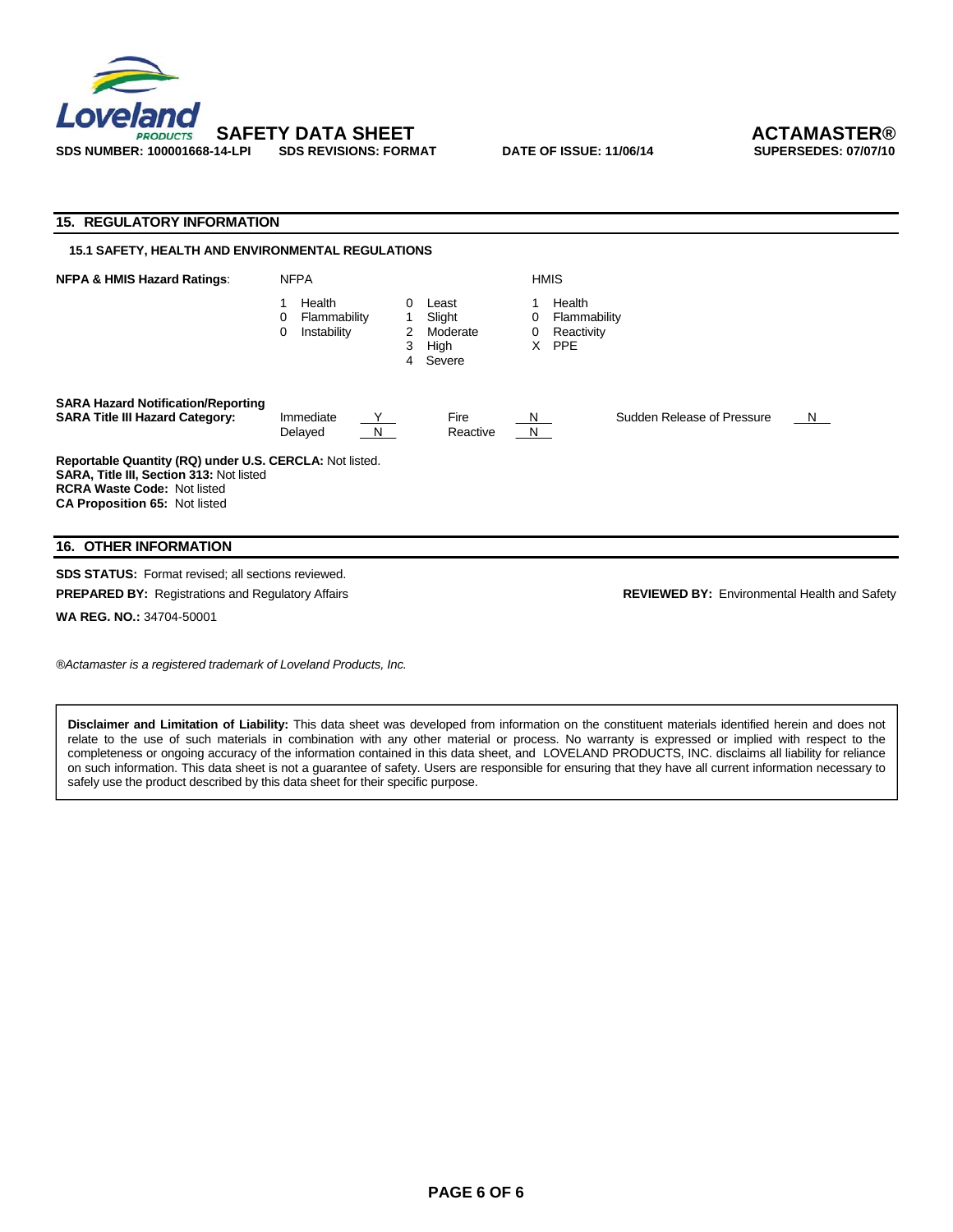**SAFETY DATA SHEET** — **ACTAMASTER®**

**SDS NUMBER: 100001668-14-LPI** **SDS REVISIONS: FORMAT** **DATE OF ISSUE: 11/06/14** **SUPERSEDES: 07/07/10**

## 15. REGULATORY INFORMATION

### 15.1 SAFETY, HEALTH AND ENVIRONMENTAL REGULATIONS

**NFPA & HMIS Hazard Ratings**:

| NFPA | | Scale | | HMIS | |
|---|---|---|---|---|---|
| 1 | Health | 0 | Least | 1 | Health |
| 0 | Flammability | 1 | Slight | 0 | Flammability |
| 0 | Instability | 2 | Moderate | 0 | Reactivity |
| | | 3 | High | X | PPE |
| | | 4 | Severe | | |

**SARA Hazard Notification/Reporting**
**SARA Title III Hazard Category:**

| | | | | | |
|---|---|---|---|---|---|
| Immediate | Y | Fire | N | Sudden Release of Pressure | N |
| Delayed | N | Reactive | N | | |

**Reportable Quantity (RQ) under U.S. CERCLA:** Not listed.
**SARA, Title III, Section 313:** Not listed
**RCRA Waste Code:** Not listed
**CA Proposition 65:** Not listed

## 16. OTHER INFORMATION

**SDS STATUS:** Format revised; all sections reviewed.

**PREPARED BY:** Registrations and Regulatory Affairs

**REVIEWED BY:** Environmental Health and Safety

**WA REG. NO.:** 34704-50001

*®Actamaster is a registered trademark of Loveland Products, Inc.*

**Disclaimer and Limitation of Liability:** This data sheet was developed from information on the constituent materials identified herein and does not relate to the use of such materials in combination with any other material or process. No warranty is expressed or implied with respect to the completeness or ongoing accuracy of the information contained in this data sheet, and LOVELAND PRODUCTS, INC. disclaims all liability for reliance on such information. This data sheet is not a guarantee of safety. Users are responsible for ensuring that they have all current information necessary to safely use the product described by this data sheet for their specific purpose.